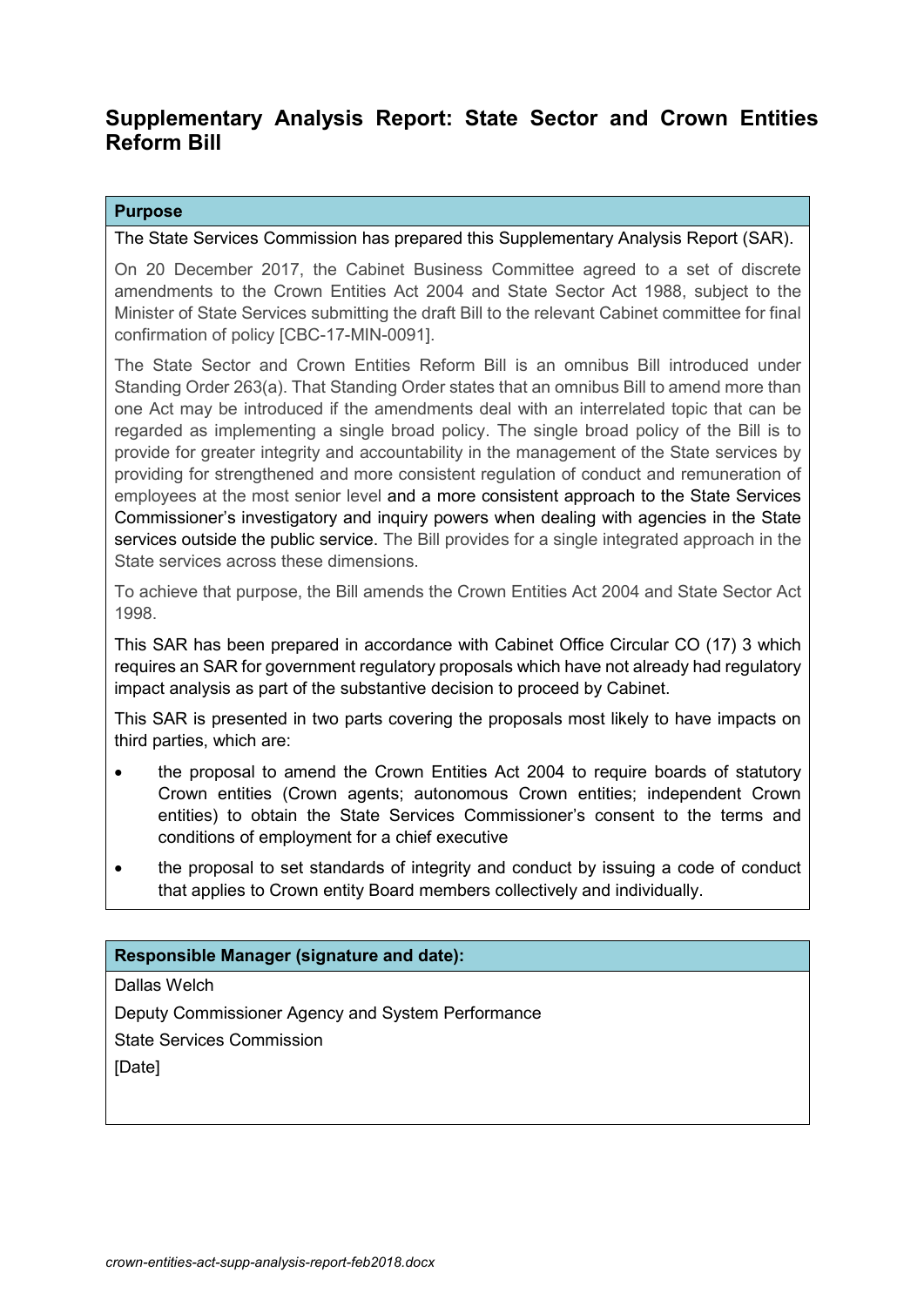# Supplementary Analysis Report: State Sector and Crown Entities Reform Bill

**Purpose**

The State Services Commission has prepared this Supplementary Analysis Report (SAR).

On 20 December 2017, the Cabinet Business Committee agreed to a set of discrete amendments to the Crown Entities Act 2004 and State Sector Act 1988, subject to the Minister of State Services submitting the draft Bill to the relevant Cabinet committee for final confirmation of policy [CBC-17-MIN-0091].

The State Sector and Crown Entities Reform Bill is an omnibus Bill introduced under Standing Order 263(a). That Standing Order states that an omnibus Bill to amend more than one Act may be introduced if the amendments deal with an interrelated topic that can be regarded as implementing a single broad policy. The single broad policy of the Bill is to provide for greater integrity and accountability in the management of the State services by providing for strengthened and more consistent regulation of conduct and remuneration of employees at the most senior level and a more consistent approach to the State Services Commissioner's investigatory and inquiry powers when dealing with agencies in the State services outside the public service. The Bill provides for a single integrated approach in the State services across these dimensions.

To achieve that purpose, the Bill amends the Crown Entities Act 2004 and State Sector Act 1998.

This SAR has been prepared in accordance with Cabinet Office Circular CO (17) 3 which requires an SAR for government regulatory proposals which have not already had regulatory impact analysis as part of the substantive decision to proceed by Cabinet.

This SAR is presented in two parts covering the proposals most likely to have impacts on third parties, which are:

- the proposal to amend the Crown Entities Act 2004 to require boards of statutory Crown entities (Crown agents; autonomous Crown entities; independent Crown entities) to obtain the State Services Commissioner's consent to the terms and conditions of employment for a chief executive
- the proposal to set standards of integrity and conduct by issuing a code of conduct that applies to Crown entity Board members collectively and individually.

**Responsible Manager (signature and date):**

Dallas Welch

Deputy Commissioner Agency and System Performance

State Services Commission

[Date]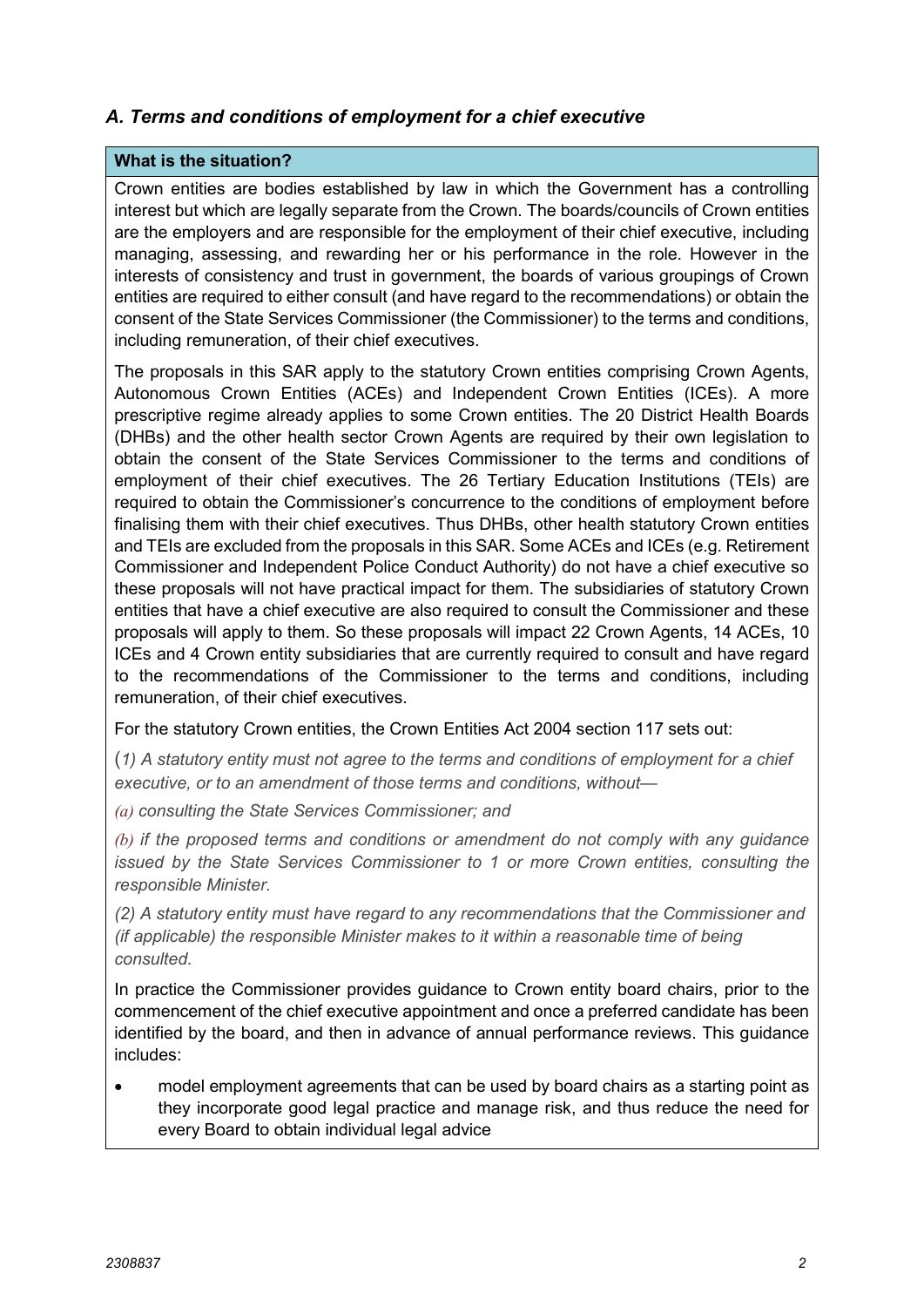## *A. Terms and conditions of employment for a chief executive*

**What is the situation?**

Crown entities are bodies established by law in which the Government has a controlling interest but which are legally separate from the Crown. The boards/councils of Crown entities are the employers and are responsible for the employment of their chief executive, including managing, assessing, and rewarding her or his performance in the role. However in the interests of consistency and trust in government, the boards of various groupings of Crown entities are required to either consult (and have regard to the recommendations) or obtain the consent of the State Services Commissioner (the Commissioner) to the terms and conditions, including remuneration, of their chief executives.

The proposals in this SAR apply to the statutory Crown entities comprising Crown Agents, Autonomous Crown Entities (ACEs) and Independent Crown Entities (ICEs). A more prescriptive regime already applies to some Crown entities. The 20 District Health Boards (DHBs) and the other health sector Crown Agents are required by their own legislation to obtain the consent of the State Services Commissioner to the terms and conditions of employment of their chief executives. The 26 Tertiary Education Institutions (TEIs) are required to obtain the Commissioner's concurrence to the conditions of employment before finalising them with their chief executives. Thus DHBs, other health statutory Crown entities and TEIs are excluded from the proposals in this SAR. Some ACEs and ICEs (e.g. Retirement Commissioner and Independent Police Conduct Authority) do not have a chief executive so these proposals will not have practical impact for them. The subsidiaries of statutory Crown entities that have a chief executive are also required to consult the Commissioner and these proposals will apply to them. So these proposals will impact 22 Crown Agents, 14 ACEs, 10 ICEs and 4 Crown entity subsidiaries that are currently required to consult and have regard to the recommendations of the Commissioner to the terms and conditions, including remuneration, of their chief executives.

For the statutory Crown entities, the Crown Entities Act 2004 section 117 sets out:

*(1) A statutory entity must not agree to the terms and conditions of employment for a chief executive, or to an amendment of those terms and conditions, without—*

*(a) consulting the State Services Commissioner; and*

*(b) if the proposed terms and conditions or amendment do not comply with any guidance issued by the State Services Commissioner to 1 or more Crown entities, consulting the responsible Minister.*

*(2) A statutory entity must have regard to any recommendations that the Commissioner and (if applicable) the responsible Minister makes to it within a reasonable time of being consulted.*

In practice the Commissioner provides guidance to Crown entity board chairs, prior to the commencement of the chief executive appointment and once a preferred candidate has been identified by the board, and then in advance of annual performance reviews. This guidance includes:

- model employment agreements that can be used by board chairs as a starting point as they incorporate good legal practice and manage risk, and thus reduce the need for every Board to obtain individual legal advice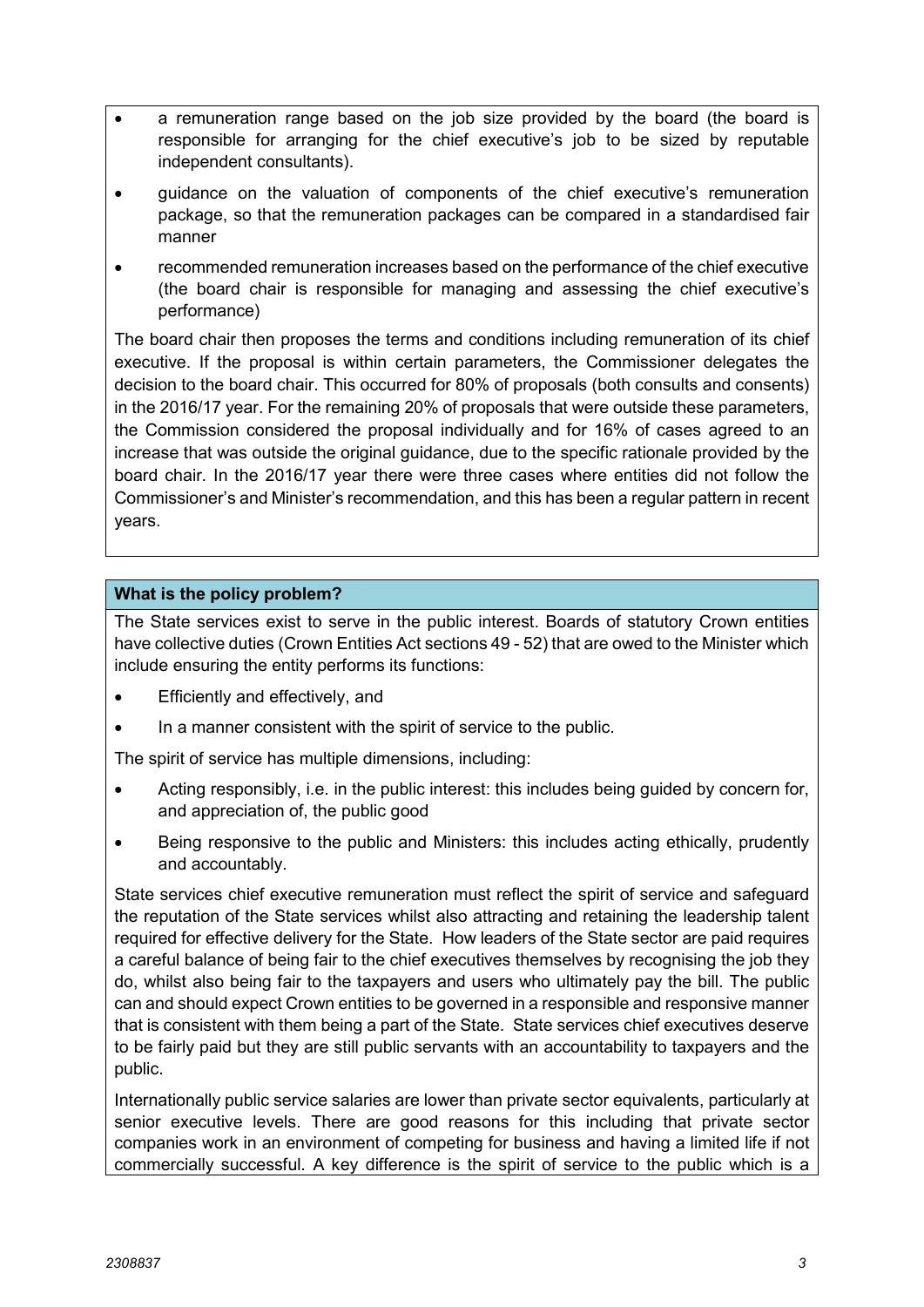- a remuneration range based on the job size provided by the board (the board is responsible for arranging for the chief executive's job to be sized by reputable independent consultants).
- guidance on the valuation of components of the chief executive's remuneration package, so that the remuneration packages can be compared in a standardised fair manner
- recommended remuneration increases based on the performance of the chief executive (the board chair is responsible for managing and assessing the chief executive's performance)

The board chair then proposes the terms and conditions including remuneration of its chief executive. If the proposal is within certain parameters, the Commissioner delegates the decision to the board chair. This occurred for 80% of proposals (both consults and consents) in the 2016/17 year. For the remaining 20% of proposals that were outside these parameters, the Commission considered the proposal individually and for 16% of cases agreed to an increase that was outside the original guidance, due to the specific rationale provided by the board chair. In the 2016/17 year there were three cases where entities did not follow the Commissioner's and Minister's recommendation, and this has been a regular pattern in recent years.

**What is the policy problem?**

The State services exist to serve in the public interest. Boards of statutory Crown entities have collective duties (Crown Entities Act sections 49 - 52) that are owed to the Minister which include ensuring the entity performs its functions:

- Efficiently and effectively, and
- In a manner consistent with the spirit of service to the public.

The spirit of service has multiple dimensions, including:

- Acting responsibly, i.e. in the public interest: this includes being guided by concern for, and appreciation of, the public good
- Being responsive to the public and Ministers: this includes acting ethically, prudently and accountably.

State services chief executive remuneration must reflect the spirit of service and safeguard the reputation of the State services whilst also attracting and retaining the leadership talent required for effective delivery for the State. How leaders of the State sector are paid requires a careful balance of being fair to the chief executives themselves by recognising the job they do, whilst also being fair to the taxpayers and users who ultimately pay the bill. The public can and should expect Crown entities to be governed in a responsible and responsive manner that is consistent with them being a part of the State. State services chief executives deserve to be fairly paid but they are still public servants with an accountability to taxpayers and the public.

Internationally public service salaries are lower than private sector equivalents, particularly at senior executive levels. There are good reasons for this including that private sector companies work in an environment of competing for business and having a limited life if not commercially successful. A key difference is the spirit of service to the public which is a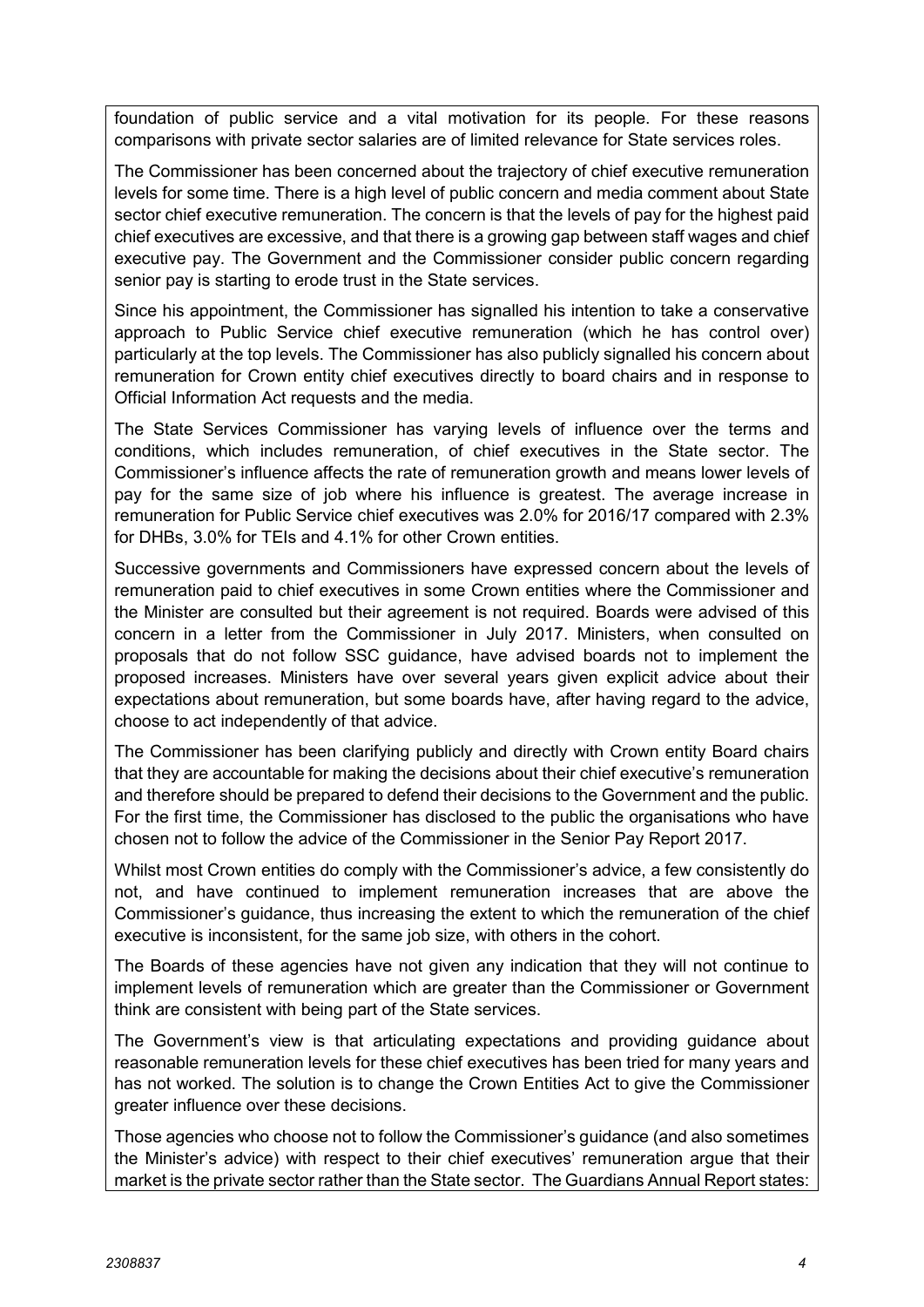foundation of public service and a vital motivation for its people. For these reasons comparisons with private sector salaries are of limited relevance for State services roles.

The Commissioner has been concerned about the trajectory of chief executive remuneration levels for some time. There is a high level of public concern and media comment about State sector chief executive remuneration. The concern is that the levels of pay for the highest paid chief executives are excessive, and that there is a growing gap between staff wages and chief executive pay. The Government and the Commissioner consider public concern regarding senior pay is starting to erode trust in the State services.

Since his appointment, the Commissioner has signalled his intention to take a conservative approach to Public Service chief executive remuneration (which he has control over) particularly at the top levels. The Commissioner has also publicly signalled his concern about remuneration for Crown entity chief executives directly to board chairs and in response to Official Information Act requests and the media.

The State Services Commissioner has varying levels of influence over the terms and conditions, which includes remuneration, of chief executives in the State sector. The Commissioner's influence affects the rate of remuneration growth and means lower levels of pay for the same size of job where his influence is greatest. The average increase in remuneration for Public Service chief executives was 2.0% for 2016/17 compared with 2.3% for DHBs, 3.0% for TEIs and 4.1% for other Crown entities.

Successive governments and Commissioners have expressed concern about the levels of remuneration paid to chief executives in some Crown entities where the Commissioner and the Minister are consulted but their agreement is not required. Boards were advised of this concern in a letter from the Commissioner in July 2017. Ministers, when consulted on proposals that do not follow SSC guidance, have advised boards not to implement the proposed increases. Ministers have over several years given explicit advice about their expectations about remuneration, but some boards have, after having regard to the advice, choose to act independently of that advice.

The Commissioner has been clarifying publicly and directly with Crown entity Board chairs that they are accountable for making the decisions about their chief executive's remuneration and therefore should be prepared to defend their decisions to the Government and the public. For the first time, the Commissioner has disclosed to the public the organisations who have chosen not to follow the advice of the Commissioner in the Senior Pay Report 2017.

Whilst most Crown entities do comply with the Commissioner's advice, a few consistently do not, and have continued to implement remuneration increases that are above the Commissioner's guidance, thus increasing the extent to which the remuneration of the chief executive is inconsistent, for the same job size, with others in the cohort.

The Boards of these agencies have not given any indication that they will not continue to implement levels of remuneration which are greater than the Commissioner or Government think are consistent with being part of the State services.

The Government's view is that articulating expectations and providing guidance about reasonable remuneration levels for these chief executives has been tried for many years and has not worked. The solution is to change the Crown Entities Act to give the Commissioner greater influence over these decisions.

Those agencies who choose not to follow the Commissioner's guidance (and also sometimes the Minister's advice) with respect to their chief executives' remuneration argue that their market is the private sector rather than the State sector. The Guardians Annual Report states: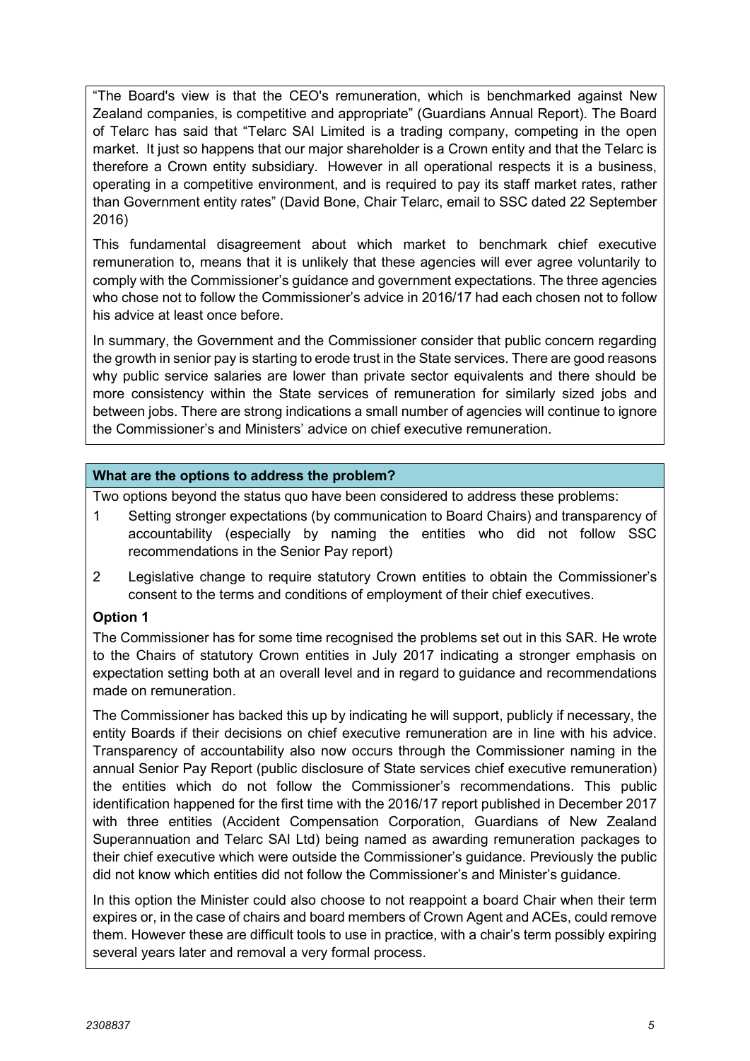"The Board's view is that the CEO's remuneration, which is benchmarked against New Zealand companies, is competitive and appropriate" (Guardians Annual Report). The Board of Telarc has said that "Telarc SAI Limited is a trading company, competing in the open market. It just so happens that our major shareholder is a Crown entity and that the Telarc is therefore a Crown entity subsidiary. However in all operational respects it is a business, operating in a competitive environment, and is required to pay its staff market rates, rather than Government entity rates" (David Bone, Chair Telarc, email to SSC dated 22 September 2016)

This fundamental disagreement about which market to benchmark chief executive remuneration to, means that it is unlikely that these agencies will ever agree voluntarily to comply with the Commissioner's guidance and government expectations. The three agencies who chose not to follow the Commissioner's advice in 2016/17 had each chosen not to follow his advice at least once before.

In summary, the Government and the Commissioner consider that public concern regarding the growth in senior pay is starting to erode trust in the State services. There are good reasons why public service salaries are lower than private sector equivalents and there should be more consistency within the State services of remuneration for similarly sized jobs and between jobs. There are strong indications a small number of agencies will continue to ignore the Commissioner's and Ministers' advice on chief executive remuneration.

**What are the options to address the problem?**

Two options beyond the status quo have been considered to address these problems:

1. Setting stronger expectations (by communication to Board Chairs) and transparency of accountability (especially by naming the entities who did not follow SSC recommendations in the Senior Pay report)
2. Legislative change to require statutory Crown entities to obtain the Commissioner's consent to the terms and conditions of employment of their chief executives.

**Option 1**

The Commissioner has for some time recognised the problems set out in this SAR. He wrote to the Chairs of statutory Crown entities in July 2017 indicating a stronger emphasis on expectation setting both at an overall level and in regard to guidance and recommendations made on remuneration.

The Commissioner has backed this up by indicating he will support, publicly if necessary, the entity Boards if their decisions on chief executive remuneration are in line with his advice. Transparency of accountability also now occurs through the Commissioner naming in the annual Senior Pay Report (public disclosure of State services chief executive remuneration) the entities which do not follow the Commissioner's recommendations. This public identification happened for the first time with the 2016/17 report published in December 2017 with three entities (Accident Compensation Corporation, Guardians of New Zealand Superannuation and Telarc SAI Ltd) being named as awarding remuneration packages to their chief executive which were outside the Commissioner's guidance. Previously the public did not know which entities did not follow the Commissioner's and Minister's guidance.

In this option the Minister could also choose to not reappoint a board Chair when their term expires or, in the case of chairs and board members of Crown Agent and ACEs, could remove them. However these are difficult tools to use in practice, with a chair's term possibly expiring several years later and removal a very formal process.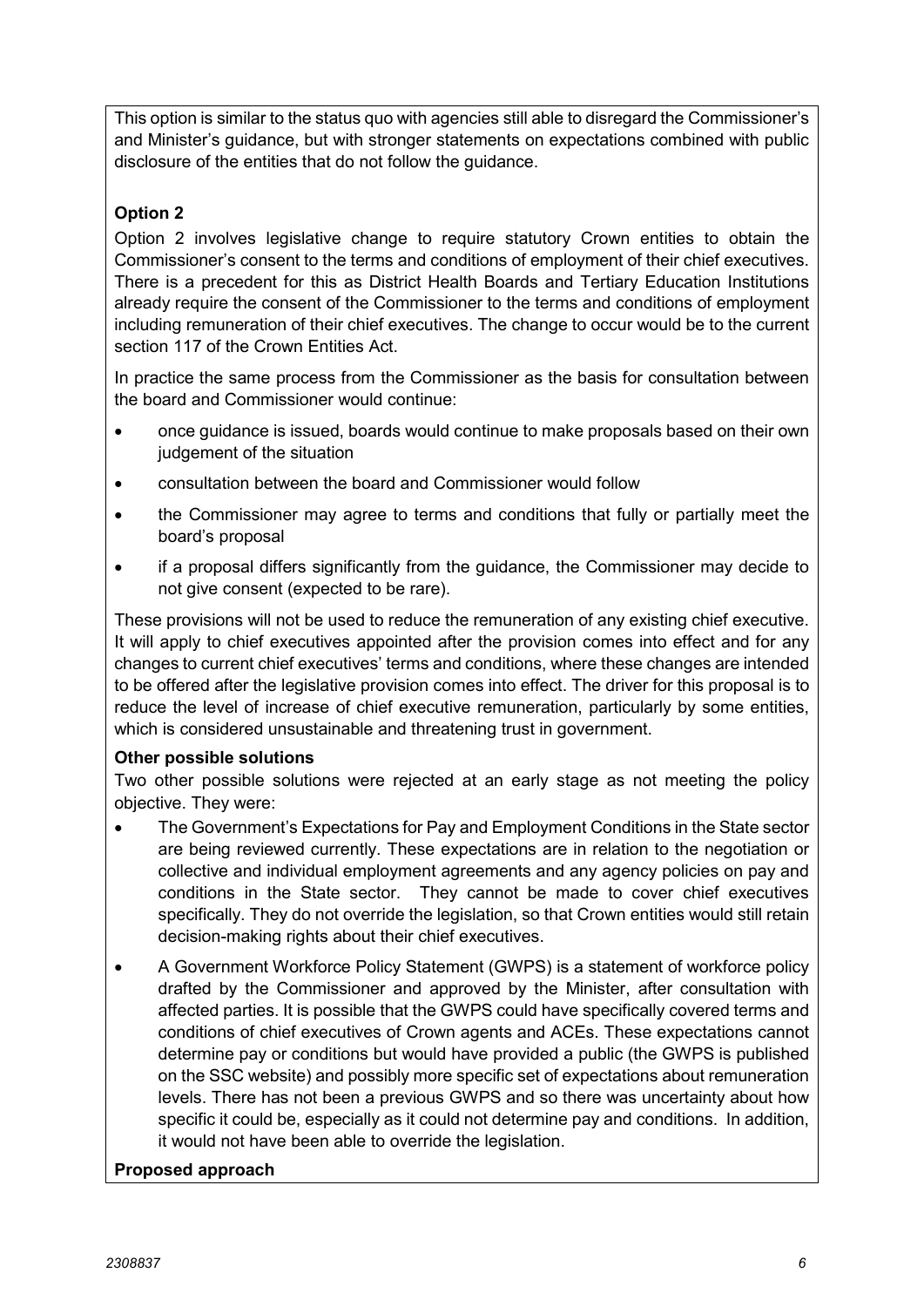This option is similar to the status quo with agencies still able to disregard the Commissioner's and Minister's guidance, but with stronger statements on expectations combined with public disclosure of the entities that do not follow the guidance.

**Option 2**

Option 2 involves legislative change to require statutory Crown entities to obtain the Commissioner's consent to the terms and conditions of employment of their chief executives. There is a precedent for this as District Health Boards and Tertiary Education Institutions already require the consent of the Commissioner to the terms and conditions of employment including remuneration of their chief executives. The change to occur would be to the current section 117 of the Crown Entities Act.

In practice the same process from the Commissioner as the basis for consultation between the board and Commissioner would continue:

- once guidance is issued, boards would continue to make proposals based on their own judgement of the situation
- consultation between the board and Commissioner would follow
- the Commissioner may agree to terms and conditions that fully or partially meet the board's proposal
- if a proposal differs significantly from the guidance, the Commissioner may decide to not give consent (expected to be rare).

These provisions will not be used to reduce the remuneration of any existing chief executive. It will apply to chief executives appointed after the provision comes into effect and for any changes to current chief executives' terms and conditions, where these changes are intended to be offered after the legislative provision comes into effect. The driver for this proposal is to reduce the level of increase of chief executive remuneration, particularly by some entities, which is considered unsustainable and threatening trust in government.

**Other possible solutions**

Two other possible solutions were rejected at an early stage as not meeting the policy objective. They were:

- The Government's Expectations for Pay and Employment Conditions in the State sector are being reviewed currently. These expectations are in relation to the negotiation or collective and individual employment agreements and any agency policies on pay and conditions in the State sector. They cannot be made to cover chief executives specifically. They do not override the legislation, so that Crown entities would still retain decision-making rights about their chief executives.
- A Government Workforce Policy Statement (GWPS) is a statement of workforce policy drafted by the Commissioner and approved by the Minister, after consultation with affected parties. It is possible that the GWPS could have specifically covered terms and conditions of chief executives of Crown agents and ACEs. These expectations cannot determine pay or conditions but would have provided a public (the GWPS is published on the SSC website) and possibly more specific set of expectations about remuneration levels. There has not been a previous GWPS and so there was uncertainty about how specific it could be, especially as it could not determine pay and conditions. In addition, it would not have been able to override the legislation.

**Proposed approach**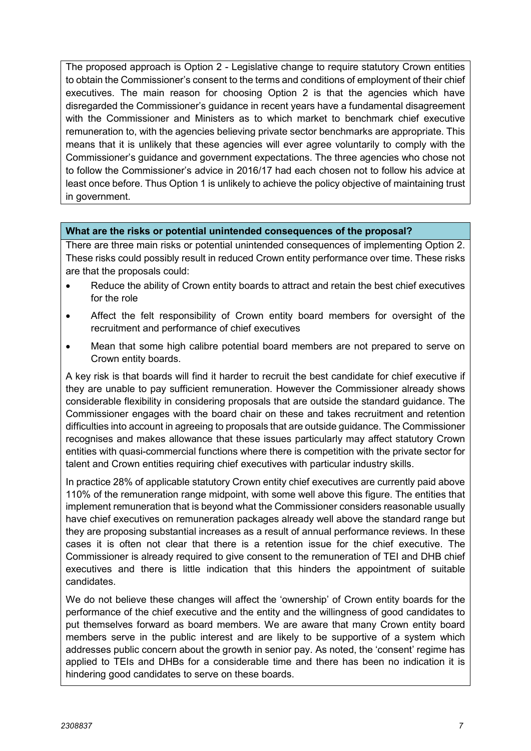The proposed approach is Option 2 - Legislative change to require statutory Crown entities to obtain the Commissioner's consent to the terms and conditions of employment of their chief executives. The main reason for choosing Option 2 is that the agencies which have disregarded the Commissioner's guidance in recent years have a fundamental disagreement with the Commissioner and Ministers as to which market to benchmark chief executive remuneration to, with the agencies believing private sector benchmarks are appropriate. This means that it is unlikely that these agencies will ever agree voluntarily to comply with the Commissioner's guidance and government expectations. The three agencies who chose not to follow the Commissioner's advice in 2016/17 had each chosen not to follow his advice at least once before. Thus Option 1 is unlikely to achieve the policy objective of maintaining trust in government.

**What are the risks or potential unintended consequences of the proposal?**

There are three main risks or potential unintended consequences of implementing Option 2. These risks could possibly result in reduced Crown entity performance over time. These risks are that the proposals could:

- Reduce the ability of Crown entity boards to attract and retain the best chief executives for the role
- Affect the felt responsibility of Crown entity board members for oversight of the recruitment and performance of chief executives
- Mean that some high calibre potential board members are not prepared to serve on Crown entity boards.

A key risk is that boards will find it harder to recruit the best candidate for chief executive if they are unable to pay sufficient remuneration. However the Commissioner already shows considerable flexibility in considering proposals that are outside the standard guidance. The Commissioner engages with the board chair on these and takes recruitment and retention difficulties into account in agreeing to proposals that are outside guidance. The Commissioner recognises and makes allowance that these issues particularly may affect statutory Crown entities with quasi-commercial functions where there is competition with the private sector for talent and Crown entities requiring chief executives with particular industry skills.

In practice 28% of applicable statutory Crown entity chief executives are currently paid above 110% of the remuneration range midpoint, with some well above this figure. The entities that implement remuneration that is beyond what the Commissioner considers reasonable usually have chief executives on remuneration packages already well above the standard range but they are proposing substantial increases as a result of annual performance reviews. In these cases it is often not clear that there is a retention issue for the chief executive. The Commissioner is already required to give consent to the remuneration of TEI and DHB chief executives and there is little indication that this hinders the appointment of suitable candidates.

We do not believe these changes will affect the 'ownership' of Crown entity boards for the performance of the chief executive and the entity and the willingness of good candidates to put themselves forward as board members. We are aware that many Crown entity board members serve in the public interest and are likely to be supportive of a system which addresses public concern about the growth in senior pay. As noted, the 'consent' regime has applied to TEIs and DHBs for a considerable time and there has been no indication it is hindering good candidates to serve on these boards.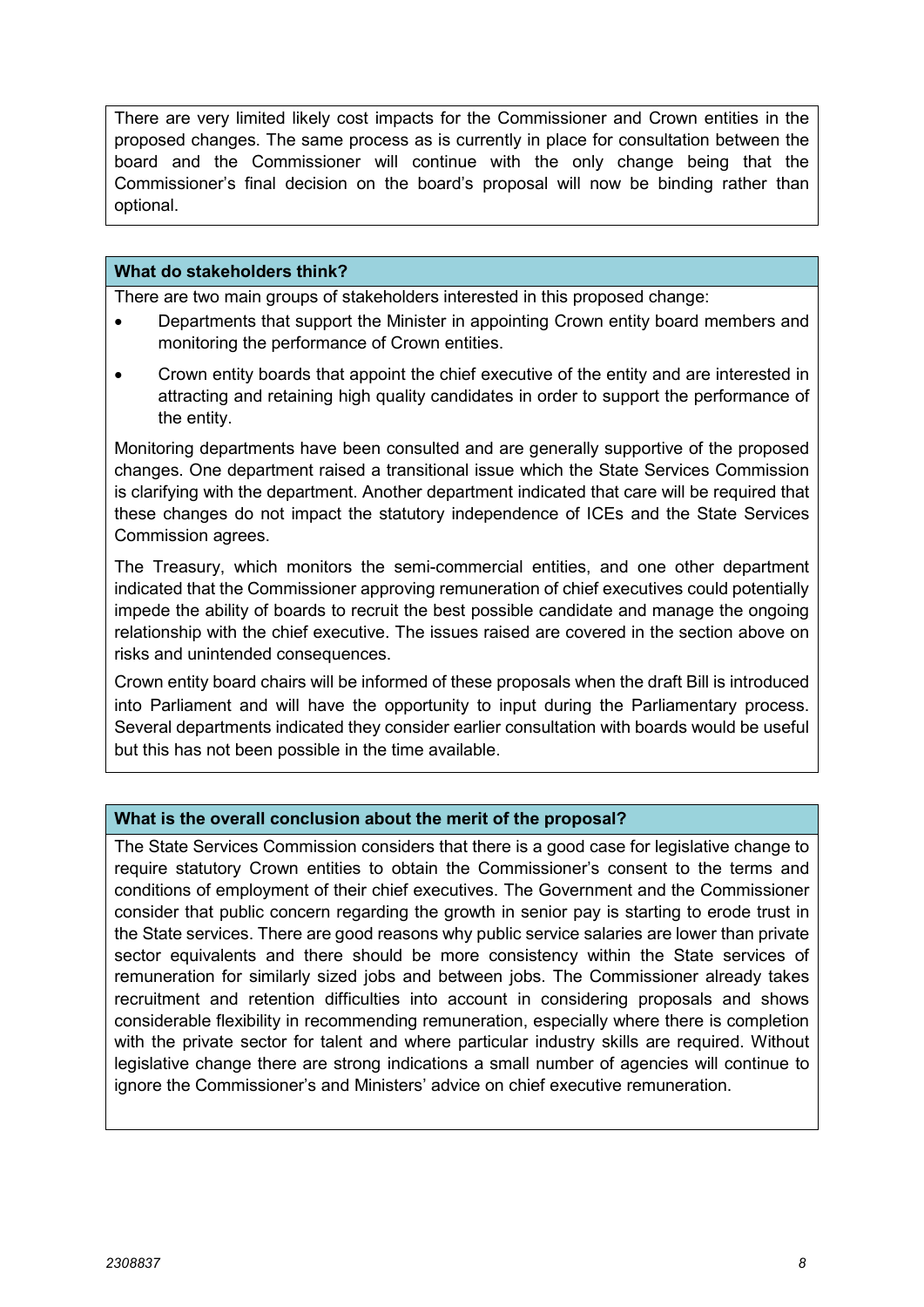There are very limited likely cost impacts for the Commissioner and Crown entities in the proposed changes. The same process as is currently in place for consultation between the board and the Commissioner will continue with the only change being that the Commissioner's final decision on the board's proposal will now be binding rather than optional.

### What do stakeholders think?

There are two main groups of stakeholders interested in this proposed change:

- Departments that support the Minister in appointing Crown entity board members and monitoring the performance of Crown entities.
- Crown entity boards that appoint the chief executive of the entity and are interested in attracting and retaining high quality candidates in order to support the performance of the entity.

Monitoring departments have been consulted and are generally supportive of the proposed changes. One department raised a transitional issue which the State Services Commission is clarifying with the department. Another department indicated that care will be required that these changes do not impact the statutory independence of ICEs and the State Services Commission agrees.

The Treasury, which monitors the semi-commercial entities, and one other department indicated that the Commissioner approving remuneration of chief executives could potentially impede the ability of boards to recruit the best possible candidate and manage the ongoing relationship with the chief executive. The issues raised are covered in the section above on risks and unintended consequences.

Crown entity board chairs will be informed of these proposals when the draft Bill is introduced into Parliament and will have the opportunity to input during the Parliamentary process. Several departments indicated they consider earlier consultation with boards would be useful but this has not been possible in the time available.

### What is the overall conclusion about the merit of the proposal?

The State Services Commission considers that there is a good case for legislative change to require statutory Crown entities to obtain the Commissioner's consent to the terms and conditions of employment of their chief executives. The Government and the Commissioner consider that public concern regarding the growth in senior pay is starting to erode trust in the State services. There are good reasons why public service salaries are lower than private sector equivalents and there should be more consistency within the State services of remuneration for similarly sized jobs and between jobs. The Commissioner already takes recruitment and retention difficulties into account in considering proposals and shows considerable flexibility in recommending remuneration, especially where there is completion with the private sector for talent and where particular industry skills are required. Without legislative change there are strong indications a small number of agencies will continue to ignore the Commissioner's and Ministers' advice on chief executive remuneration.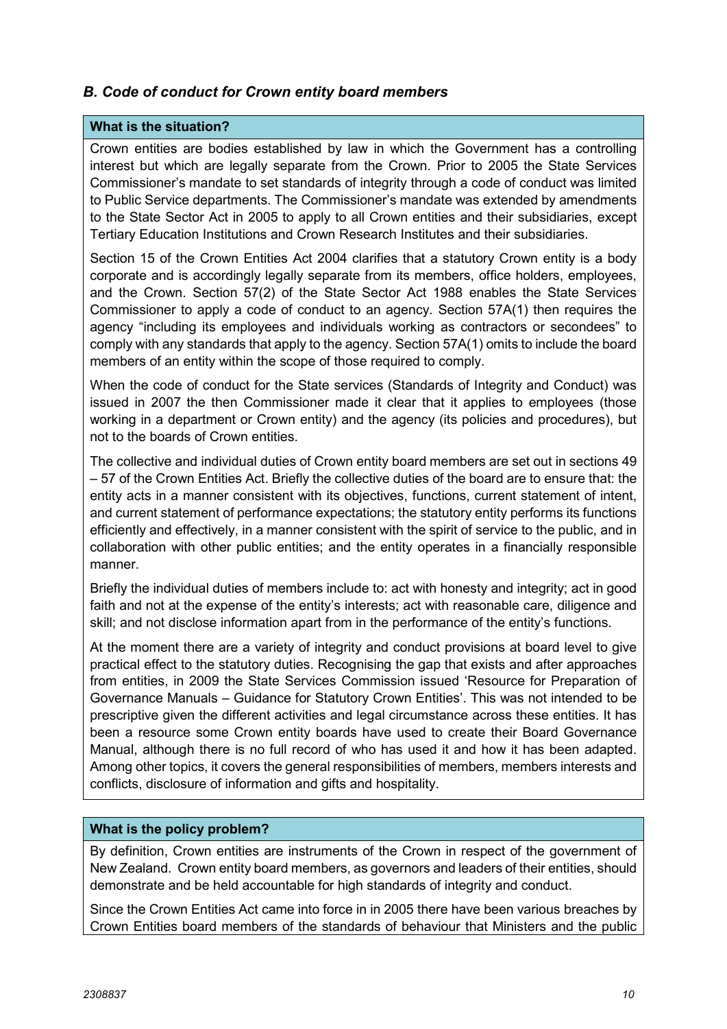### *B. Code of conduct for Crown entity board members*

**What is the situation?**

Crown entities are bodies established by law in which the Government has a controlling interest but which are legally separate from the Crown. Prior to 2005 the State Services Commissioner's mandate to set standards of integrity through a code of conduct was limited to Public Service departments. The Commissioner's mandate was extended by amendments to the State Sector Act in 2005 to apply to all Crown entities and their subsidiaries, except Tertiary Education Institutions and Crown Research Institutes and their subsidiaries.

Section 15 of the Crown Entities Act 2004 clarifies that a statutory Crown entity is a body corporate and is accordingly legally separate from its members, office holders, employees, and the Crown. Section 57(2) of the State Sector Act 1988 enables the State Services Commissioner to apply a code of conduct to an agency. Section 57A(1) then requires the agency "including its employees and individuals working as contractors or secondees" to comply with any standards that apply to the agency. Section 57A(1) omits to include the board members of an entity within the scope of those required to comply.

When the code of conduct for the State services (Standards of Integrity and Conduct) was issued in 2007 the then Commissioner made it clear that it applies to employees (those working in a department or Crown entity) and the agency (its policies and procedures), but not to the boards of Crown entities.

The collective and individual duties of Crown entity board members are set out in sections 49 – 57 of the Crown Entities Act. Briefly the collective duties of the board are to ensure that: the entity acts in a manner consistent with its objectives, functions, current statement of intent, and current statement of performance expectations; the statutory entity performs its functions efficiently and effectively, in a manner consistent with the spirit of service to the public, and in collaboration with other public entities; and the entity operates in a financially responsible manner.

Briefly the individual duties of members include to: act with honesty and integrity; act in good faith and not at the expense of the entity's interests; act with reasonable care, diligence and skill; and not disclose information apart from in the performance of the entity's functions.

At the moment there are a variety of integrity and conduct provisions at board level to give practical effect to the statutory duties. Recognising the gap that exists and after approaches from entities, in 2009 the State Services Commission issued 'Resource for Preparation of Governance Manuals – Guidance for Statutory Crown Entities'. This was not intended to be prescriptive given the different activities and legal circumstance across these entities. It has been a resource some Crown entity boards have used to create their Board Governance Manual, although there is no full record of who has used it and how it has been adapted. Among other topics, it covers the general responsibilities of members, members interests and conflicts, disclosure of information and gifts and hospitality.

**What is the policy problem?**

By definition, Crown entities are instruments of the Crown in respect of the government of New Zealand. Crown entity board members, as governors and leaders of their entities, should demonstrate and be held accountable for high standards of integrity and conduct.

Since the Crown Entities Act came into force in in 2005 there have been various breaches by Crown Entities board members of the standards of behaviour that Ministers and the public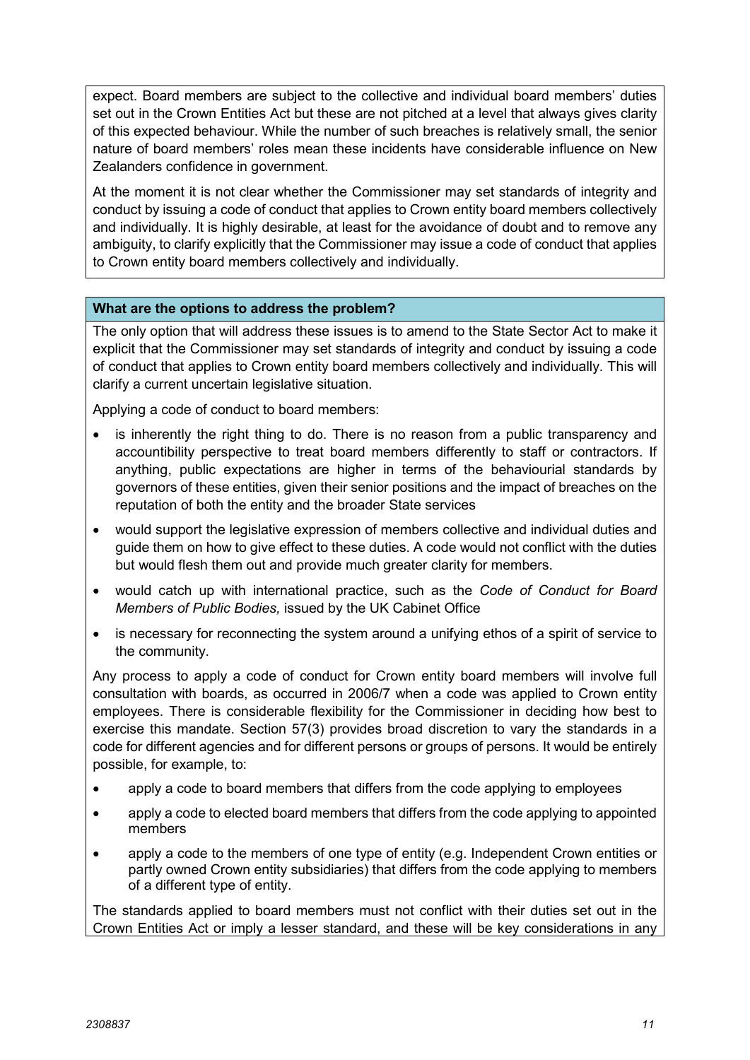expect. Board members are subject to the collective and individual board members' duties set out in the Crown Entities Act but these are not pitched at a level that always gives clarity of this expected behaviour. While the number of such breaches is relatively small, the senior nature of board members' roles mean these incidents have considerable influence on New Zealanders confidence in government.

At the moment it is not clear whether the Commissioner may set standards of integrity and conduct by issuing a code of conduct that applies to Crown entity board members collectively and individually. It is highly desirable, at least for the avoidance of doubt and to remove any ambiguity, to clarify explicitly that the Commissioner may issue a code of conduct that applies to Crown entity board members collectively and individually.

**What are the options to address the problem?**

The only option that will address these issues is to amend to the State Sector Act to make it explicit that the Commissioner may set standards of integrity and conduct by issuing a code of conduct that applies to Crown entity board members collectively and individually. This will clarify a current uncertain legislative situation.

Applying a code of conduct to board members:

- is inherently the right thing to do. There is no reason from a public transparency and accountability perspective to treat board members differently to staff or contractors. If anything, public expectations are higher in terms of the behaviourial standards by governors of these entities, given their senior positions and the impact of breaches on the reputation of both the entity and the broader State services
- would support the legislative expression of members collective and individual duties and guide them on how to give effect to these duties. A code would not conflict with the duties but would flesh them out and provide much greater clarity for members.
- would catch up with international practice, such as the *Code of Conduct for Board Members of Public Bodies,* issued by the UK Cabinet Office
- is necessary for reconnecting the system around a unifying ethos of a spirit of service to the community.

Any process to apply a code of conduct for Crown entity board members will involve full consultation with boards, as occurred in 2006/7 when a code was applied to Crown entity employees. There is considerable flexibility for the Commissioner in deciding how best to exercise this mandate. Section 57(3) provides broad discretion to vary the standards in a code for different agencies and for different persons or groups of persons. It would be entirely possible, for example, to:

- apply a code to board members that differs from the code applying to employees
- apply a code to elected board members that differs from the code applying to appointed members
- apply a code to the members of one type of entity (e.g. Independent Crown entities or partly owned Crown entity subsidiaries) that differs from the code applying to members of a different type of entity.

The standards applied to board members must not conflict with their duties set out in the Crown Entities Act or imply a lesser standard, and these will be key considerations in any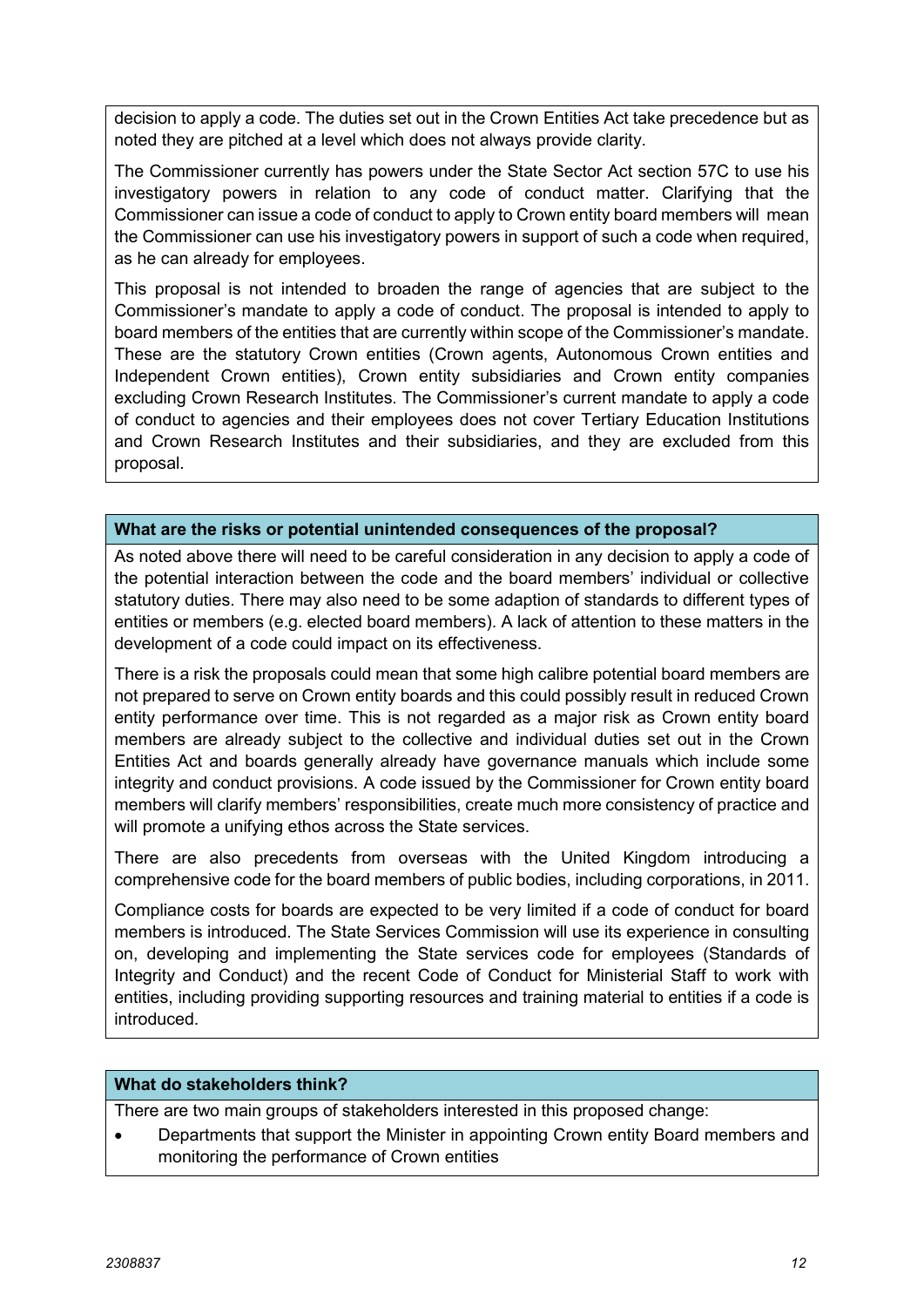decision to apply a code. The duties set out in the Crown Entities Act take precedence but as noted they are pitched at a level which does not always provide clarity.

The Commissioner currently has powers under the State Sector Act section 57C to use his investigatory powers in relation to any code of conduct matter. Clarifying that the Commissioner can issue a code of conduct to apply to Crown entity board members will mean the Commissioner can use his investigatory powers in support of such a code when required, as he can already for employees.

This proposal is not intended to broaden the range of agencies that are subject to the Commissioner's mandate to apply a code of conduct. The proposal is intended to apply to board members of the entities that are currently within scope of the Commissioner's mandate. These are the statutory Crown entities (Crown agents, Autonomous Crown entities and Independent Crown entities), Crown entity subsidiaries and Crown entity companies excluding Crown Research Institutes. The Commissioner's current mandate to apply a code of conduct to agencies and their employees does not cover Tertiary Education Institutions and Crown Research Institutes and their subsidiaries, and they are excluded from this proposal.

**What are the risks or potential unintended consequences of the proposal?**

As noted above there will need to be careful consideration in any decision to apply a code of the potential interaction between the code and the board members' individual or collective statutory duties. There may also need to be some adaption of standards to different types of entities or members (e.g. elected board members). A lack of attention to these matters in the development of a code could impact on its effectiveness.

There is a risk the proposals could mean that some high calibre potential board members are not prepared to serve on Crown entity boards and this could possibly result in reduced Crown entity performance over time. This is not regarded as a major risk as Crown entity board members are already subject to the collective and individual duties set out in the Crown Entities Act and boards generally already have governance manuals which include some integrity and conduct provisions. A code issued by the Commissioner for Crown entity board members will clarify members' responsibilities, create much more consistency of practice and will promote a unifying ethos across the State services.

There are also precedents from overseas with the United Kingdom introducing a comprehensive code for the board members of public bodies, including corporations, in 2011.

Compliance costs for boards are expected to be very limited if a code of conduct for board members is introduced. The State Services Commission will use its experience in consulting on, developing and implementing the State services code for employees (Standards of Integrity and Conduct) and the recent Code of Conduct for Ministerial Staff to work with entities, including providing supporting resources and training material to entities if a code is introduced.

**What do stakeholders think?**

There are two main groups of stakeholders interested in this proposed change:

- Departments that support the Minister in appointing Crown entity Board members and monitoring the performance of Crown entities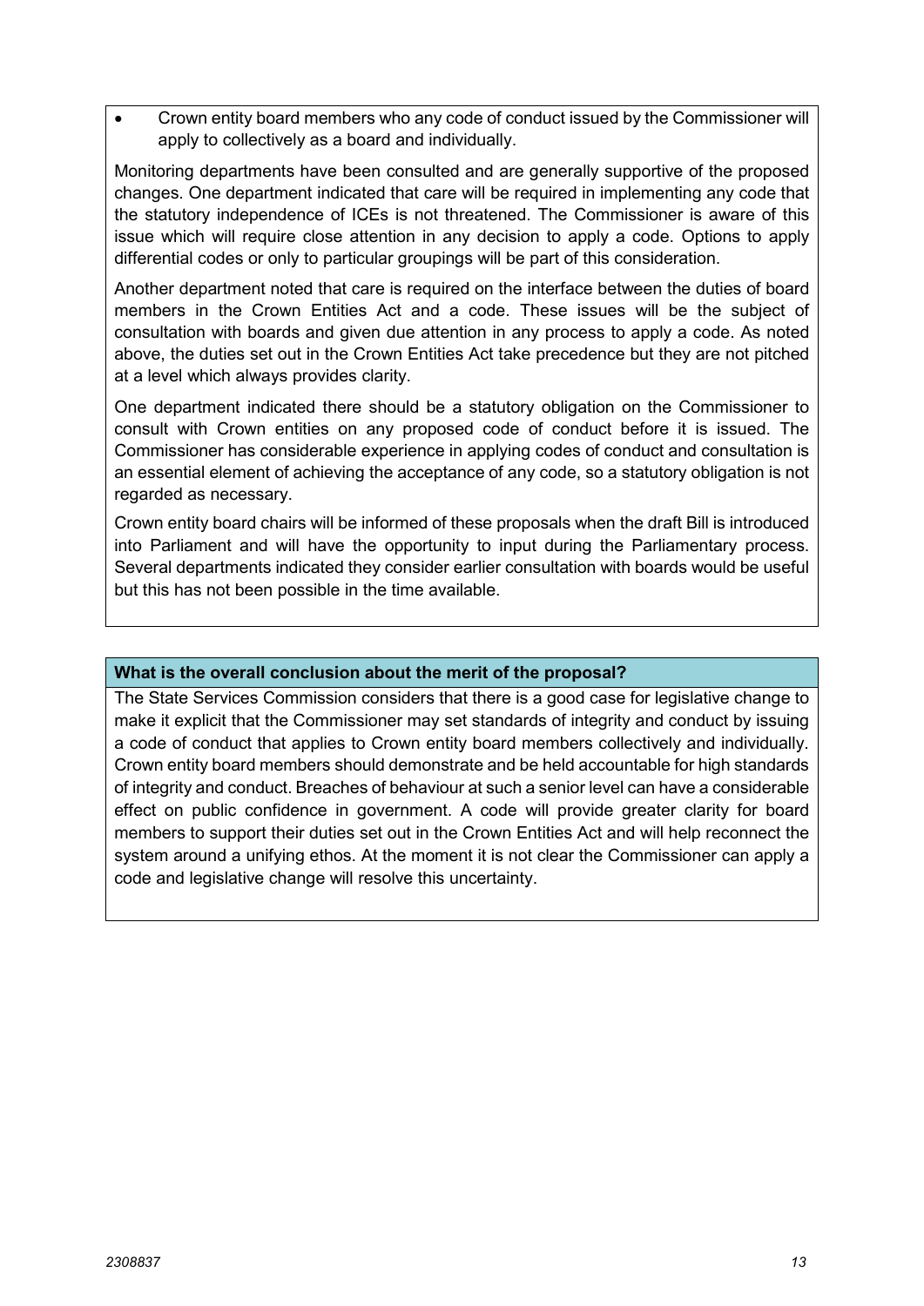- Crown entity board members who any code of conduct issued by the Commissioner will apply to collectively as a board and individually.

Monitoring departments have been consulted and are generally supportive of the proposed changes. One department indicated that care will be required in implementing any code that the statutory independence of ICEs is not threatened. The Commissioner is aware of this issue which will require close attention in any decision to apply a code. Options to apply differential codes or only to particular groupings will be part of this consideration.

Another department noted that care is required on the interface between the duties of board members in the Crown Entities Act and a code. These issues will be the subject of consultation with boards and given due attention in any process to apply a code. As noted above, the duties set out in the Crown Entities Act take precedence but they are not pitched at a level which always provides clarity.

One department indicated there should be a statutory obligation on the Commissioner to consult with Crown entities on any proposed code of conduct before it is issued. The Commissioner has considerable experience in applying codes of conduct and consultation is an essential element of achieving the acceptance of any code, so a statutory obligation is not regarded as necessary.

Crown entity board chairs will be informed of these proposals when the draft Bill is introduced into Parliament and will have the opportunity to input during the Parliamentary process. Several departments indicated they consider earlier consultation with boards would be useful but this has not been possible in the time available.

**What is the overall conclusion about the merit of the proposal?**

The State Services Commission considers that there is a good case for legislative change to make it explicit that the Commissioner may set standards of integrity and conduct by issuing a code of conduct that applies to Crown entity board members collectively and individually. Crown entity board members should demonstrate and be held accountable for high standards of integrity and conduct. Breaches of behaviour at such a senior level can have a considerable effect on public confidence in government. A code will provide greater clarity for board members to support their duties set out in the Crown Entities Act and will help reconnect the system around a unifying ethos. At the moment it is not clear the Commissioner can apply a code and legislative change will resolve this uncertainty.